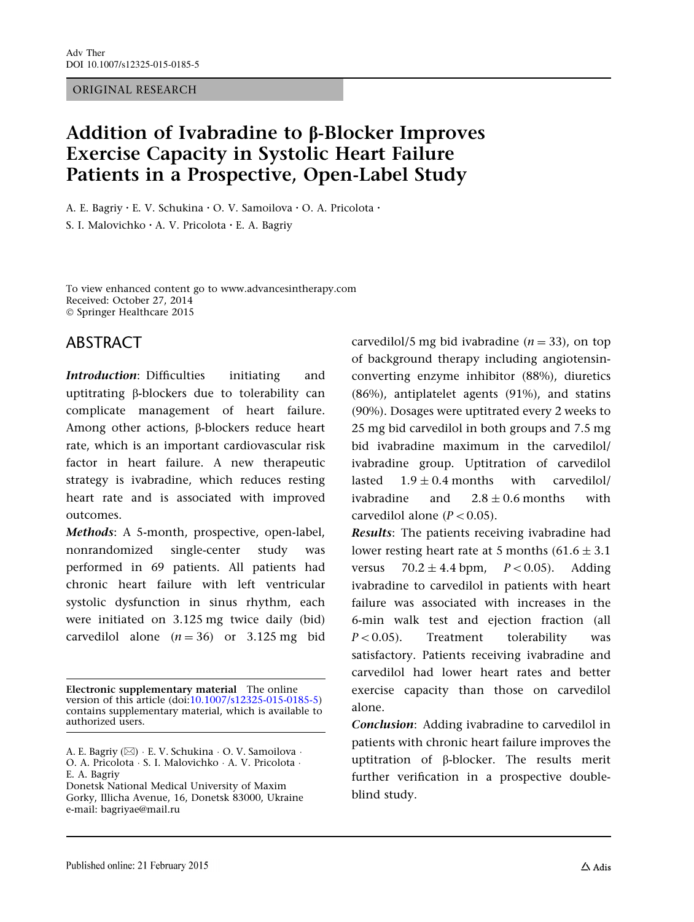Adv Ther
DOI 10.1007/s12325-015-0185-5

ORIGINAL RESEARCH

# Addition of Ivabradine to β-Blocker Improves Exercise Capacity in Systolic Heart Failure Patients in a Prospective, Open-Label Study

A. E. Bagriy · E. V. Schukina · O. V. Samoilova · O. A. Pricolota · S. I. Malovichko · A. V. Pricolota · E. A. Bagriy

To view enhanced content go to www.advancesintherapy.com
Received: October 27, 2014
© Springer Healthcare 2015

## ABSTRACT

***Introduction***: Difficulties initiating and uptitrating β-blockers due to tolerability can complicate management of heart failure. Among other actions, β-blockers reduce heart rate, which is an important cardiovascular risk factor in heart failure. A new therapeutic strategy is ivabradine, which reduces resting heart rate and is associated with improved outcomes.

***Methods***: A 5-month, prospective, open-label, nonrandomized single-center study was performed in 69 patients. All patients had chronic heart failure with left ventricular systolic dysfunction in sinus rhythm, each were initiated on 3.125 mg twice daily (bid) carvedilol alone ($n = 36$) or 3.125 mg bid carvedilol/5 mg bid ivabradine ($n = 33$), on top of background therapy including angiotensin-converting enzyme inhibitor (88%), diuretics (86%), antiplatelet agents (91%), and statins (90%). Dosages were uptitrated every 2 weeks to 25 mg bid carvedilol in both groups and 7.5 mg bid ivabradine maximum in the carvedilol/ivabradine group. Uptitration of carvedilol lasted $1.9 \pm 0.4$ months with carvedilol/ivabradine and $2.8 \pm 0.6$ months with carvedilol alone ($P < 0.05$).

***Results***: The patients receiving ivabradine had lower resting heart rate at 5 months ($61.6 \pm 3.1$ versus $70.2 \pm 4.4$ bpm, $P < 0.05$). Adding ivabradine to carvedilol in patients with heart failure was associated with increases in the 6-min walk test and ejection fraction (all $P < 0.05$). Treatment tolerability was satisfactory. Patients receiving ivabradine and carvedilol had lower heart rates and better exercise capacity than those on carvedilol alone.

***Conclusion***: Adding ivabradine to carvedilol in patients with chronic heart failure improves the uptitration of β-blocker. The results merit further verification in a prospective double-blind study.

**Electronic supplementary material** The online version of this article (doi:10.1007/s12325-015-0185-5) contains supplementary material, which is available to authorized users.

A. E. Bagriy (✉) · E. V. Schukina · O. V. Samoilova · O. A. Pricolota · S. I. Malovichko · A. V. Pricolota · E. A. Bagriy
Donetsk National Medical University of Maxim Gorky, Illicha Avenue, 16, Donetsk 83000, Ukraine
e-mail: bagriyae@mail.ru

Published online: 21 February 2015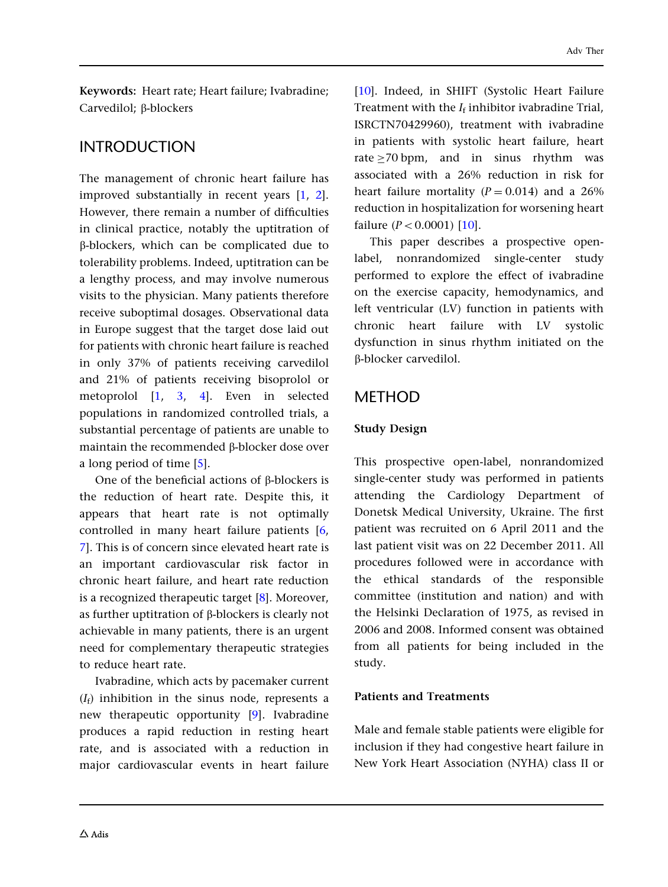**Keywords:** Heart rate; Heart failure; Ivabradine; Carvedilol; β-blockers

## INTRODUCTION

The management of chronic heart failure has improved substantially in recent years [1, 2]. However, there remain a number of difficulties in clinical practice, notably the uptitration of β-blockers, which can be complicated due to tolerability problems. Indeed, uptitration can be a lengthy process, and may involve numerous visits to the physician. Many patients therefore receive suboptimal dosages. Observational data in Europe suggest that the target dose laid out for patients with chronic heart failure is reached in only 37% of patients receiving carvedilol and 21% of patients receiving bisoprolol or metoprolol [1, 3, 4]. Even in selected populations in randomized controlled trials, a substantial percentage of patients are unable to maintain the recommended β-blocker dose over a long period of time [5].

One of the beneficial actions of β-blockers is the reduction of heart rate. Despite this, it appears that heart rate is not optimally controlled in many heart failure patients [6, 7]. This is of concern since elevated heart rate is an important cardiovascular risk factor in chronic heart failure, and heart rate reduction is a recognized therapeutic target [8]. Moreover, as further uptitration of β-blockers is clearly not achievable in many patients, there is an urgent need for complementary therapeutic strategies to reduce heart rate.

Ivabradine, which acts by pacemaker current ($I_f$) inhibition in the sinus node, represents a new therapeutic opportunity [9]. Ivabradine produces a rapid reduction in resting heart rate, and is associated with a reduction in major cardiovascular events in heart failure [10]. Indeed, in SHIFT (Systolic Heart Failure Treatment with the $I_f$ inhibitor ivabradine Trial, ISRCTN70429960), treatment with ivabradine in patients with systolic heart failure, heart rate ≥70 bpm, and in sinus rhythm was associated with a 26% reduction in risk for heart failure mortality ($P = 0.014$) and a 26% reduction in hospitalization for worsening heart failure ($P < 0.0001$) [10].

This paper describes a prospective open-label, nonrandomized single-center study performed to explore the effect of ivabradine on the exercise capacity, hemodynamics, and left ventricular (LV) function in patients with chronic heart failure with LV systolic dysfunction in sinus rhythm initiated on the β-blocker carvedilol.

## METHOD

### Study Design

This prospective open-label, nonrandomized single-center study was performed in patients attending the Cardiology Department of Donetsk Medical University, Ukraine. The first patient was recruited on 6 April 2011 and the last patient visit was on 22 December 2011. All procedures followed were in accordance with the ethical standards of the responsible committee (institution and nation) and with the Helsinki Declaration of 1975, as revised in 2006 and 2008. Informed consent was obtained from all patients for being included in the study.

### Patients and Treatments

Male and female stable patients were eligible for inclusion if they had congestive heart failure in New York Heart Association (NYHA) class II or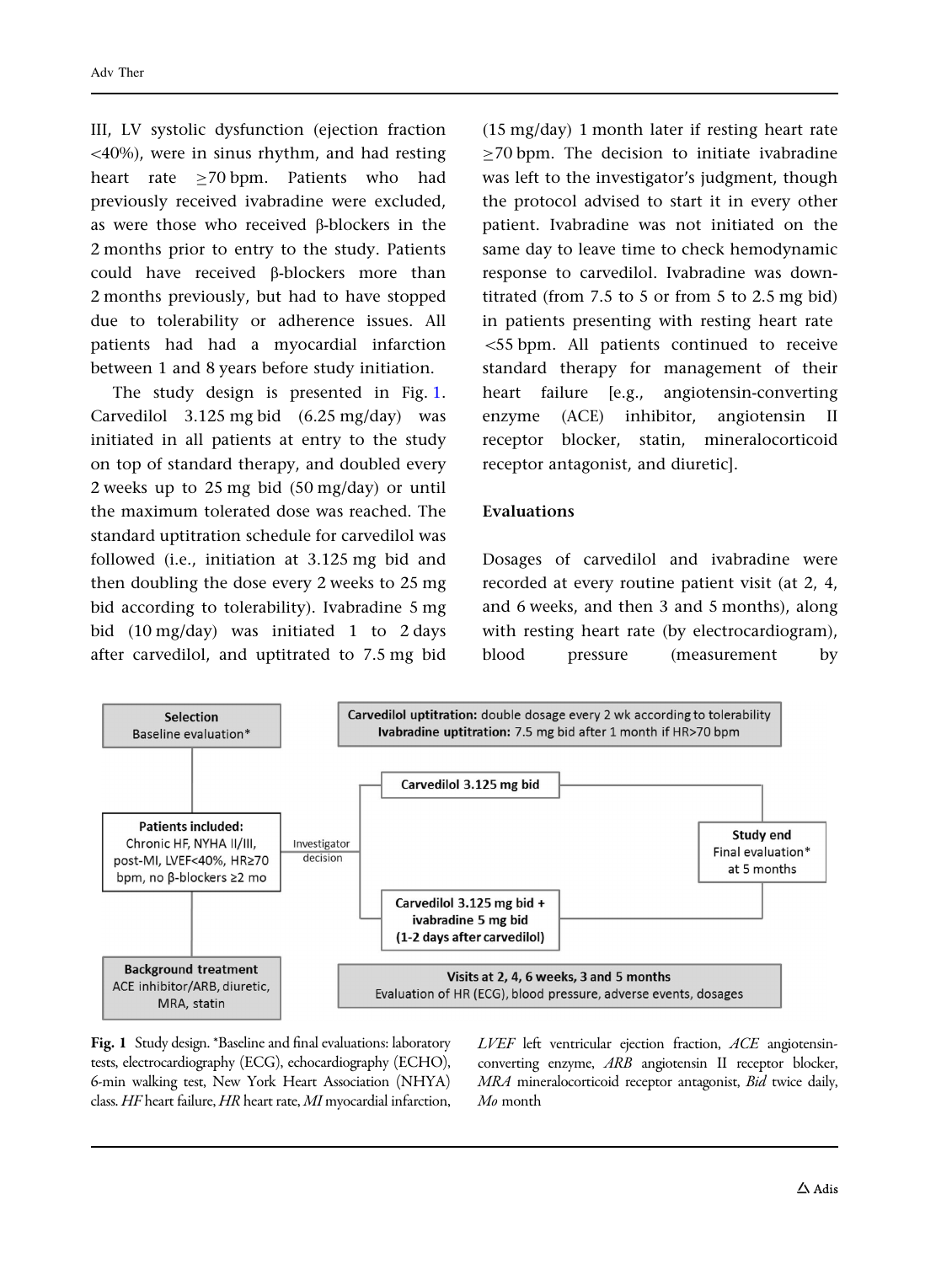III, LV systolic dysfunction (ejection fraction <40%), were in sinus rhythm, and had resting heart rate ≥70 bpm. Patients who had previously received ivabradine were excluded, as were those who received β-blockers in the 2 months prior to entry to the study. Patients could have received β-blockers more than 2 months previously, but had to have stopped due to tolerability or adherence issues. All patients had had a myocardial infarction between 1 and 8 years before study initiation.

The study design is presented in Fig. 1. Carvedilol 3.125 mg bid (6.25 mg/day) was initiated in all patients at entry to the study on top of standard therapy, and doubled every 2 weeks up to 25 mg bid (50 mg/day) or until the maximum tolerated dose was reached. The standard uptitration schedule for carvedilol was followed (i.e., initiation at 3.125 mg bid and then doubling the dose every 2 weeks to 25 mg bid according to tolerability). Ivabradine 5 mg bid (10 mg/day) was initiated 1 to 2 days after carvedilol, and uptitrated to 7.5 mg bid (15 mg/day) 1 month later if resting heart rate ≥70 bpm. The decision to initiate ivabradine was left to the investigator's judgment, though the protocol advised to start it in every other patient. Ivabradine was not initiated on the same day to leave time to check hemodynamic response to carvedilol. Ivabradine was down-titrated (from 7.5 to 5 or from 5 to 2.5 mg bid) in patients presenting with resting heart rate <55 bpm. All patients continued to receive standard therapy for management of their heart failure [e.g., angiotensin-converting enzyme (ACE) inhibitor, angiotensin II receptor blocker, statin, mineralocorticoid receptor antagonist, and diuretic].

## Evaluations

Dosages of carvedilol and ivabradine were recorded at every routine patient visit (at 2, 4, and 6 weeks, and then 3 and 5 months), along with resting heart rate (by electrocardiogram), blood pressure (measurement by

**Selection** Baseline evaluation*

**Carvedilol uptitration:** double dosage every 2 wk according to tolerability
**Ivabradine uptitration:** 7.5 mg bid after 1 month if HR>70 bpm

**Patients included:** Chronic HF, NYHA II/III, post-MI, LVEF<40%, HR≥70 bpm, no β-blockers ≥2 mo

Investigator decision

**Carvedilol 3.125 mg bid**

**Carvedilol 3.125 mg bid + ivabradine 5 mg bid (1-2 days after carvedilol)**

**Study end** Final evaluation* at 5 months

**Background treatment** ACE inhibitor/ARB, diuretic, MRA, statin

**Visits at 2, 4, 6 weeks, 3 and 5 months** Evaluation of HR (ECG), blood pressure, adverse events, dosages

**Fig. 1** Study design. *Baseline and final evaluations: laboratory tests, electrocardiography (ECG), echocardiography (ECHO), 6-min walking test, New York Heart Association (NYHA) class. *HF* heart failure, *HR* heart rate, *MI* myocardial infarction, *LVEF* left ventricular ejection fraction, *ACE* angiotensin-converting enzyme, *ARB* angiotensin II receptor blocker, *MRA* mineralocorticoid receptor antagonist, *Bid* twice daily, *Mo* month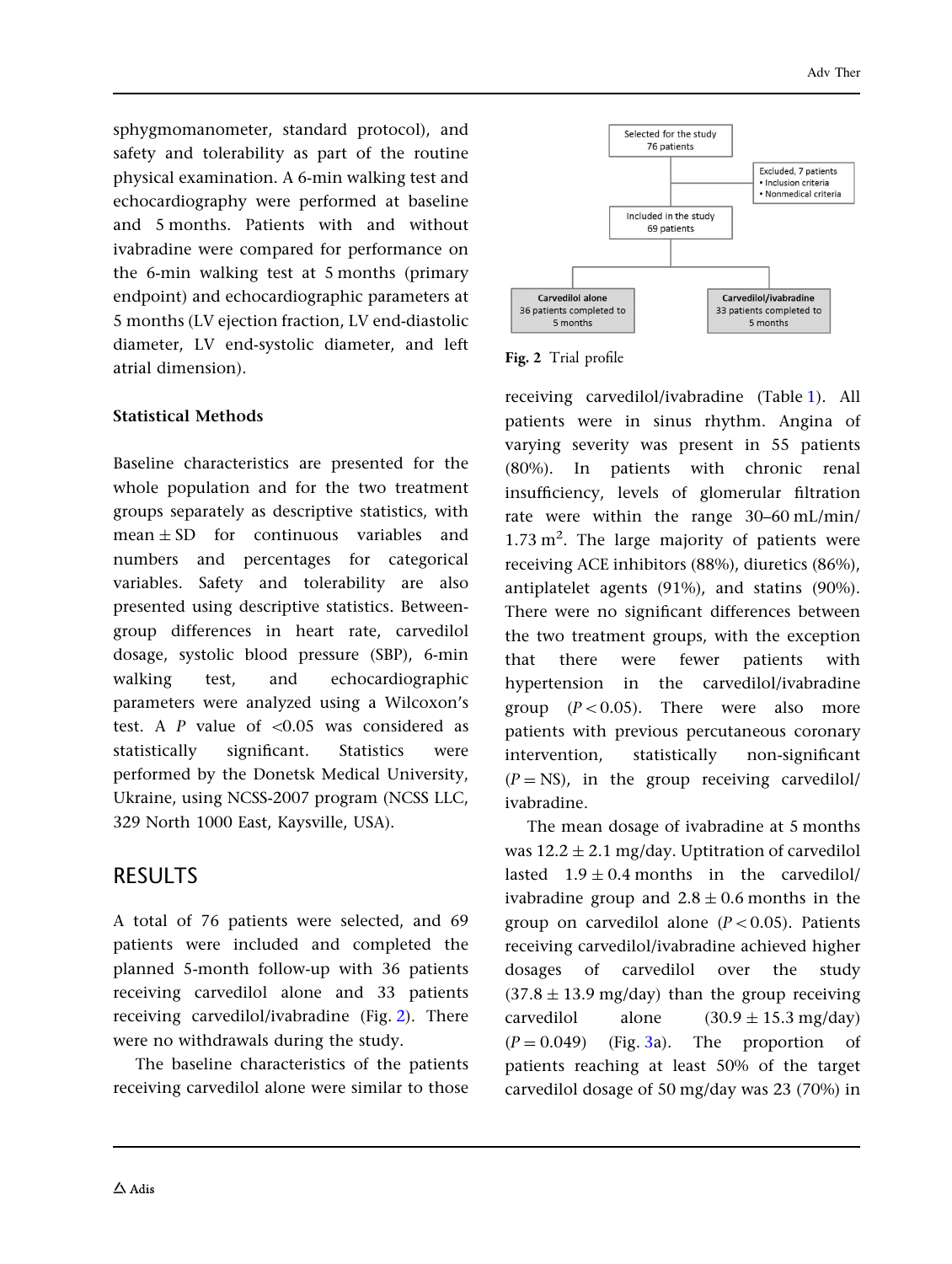sphygmomanometer, standard protocol), and safety and tolerability as part of the routine physical examination. A 6-min walking test and echocardiography were performed at baseline and 5 months. Patients with and without ivabradine were compared for performance on the 6-min walking test at 5 months (primary endpoint) and echocardiographic parameters at 5 months (LV ejection fraction, LV end-diastolic diameter, LV end-systolic diameter, and left atrial dimension).

### Statistical Methods

Baseline characteristics are presented for the whole population and for the two treatment groups separately as descriptive statistics, with mean ± SD for continuous variables and numbers and percentages for categorical variables. Safety and tolerability are also presented using descriptive statistics. Between-group differences in heart rate, carvedilol dosage, systolic blood pressure (SBP), 6-min walking test, and echocardiographic parameters were analyzed using a Wilcoxon's test. A *P* value of <0.05 was considered as statistically significant. Statistics were performed by the Donetsk Medical University, Ukraine, using NCSS-2007 program (NCSS LLC, 329 North 1000 East, Kaysville, USA).

## RESULTS

A total of 76 patients were selected, and 69 patients were included and completed the planned 5-month follow-up with 36 patients receiving carvedilol alone and 33 patients receiving carvedilol/ivabradine (Fig. 2). There were no withdrawals during the study.

The baseline characteristics of the patients receiving carvedilol alone were similar to those receiving carvedilol/ivabradine (Table 1). All patients were in sinus rhythm. Angina of varying severity was present in 55 patients (80%). In patients with chronic renal insufficiency, levels of glomerular filtration rate were within the range 30–60 mL/min/1.73 $m^2$. The large majority of patients were receiving ACE inhibitors (88%), diuretics (86%), antiplatelet agents (91%), and statins (90%). There were no significant differences between the two treatment groups, with the exception that there were fewer patients with hypertension in the carvedilol/ivabradine group ($P < 0.05$). There were also more patients with previous percutaneous coronary intervention, statistically non-significant (*P* = NS), in the group receiving carvedilol/ivabradine.

Selected for the study: 76 patients → Excluded, 7 patients (• Inclusion criteria • Nonmedical criteria) → Included in the study: 69 patients → **Carvedilol alone** 36 patients completed to 5 months; **Carvedilol/ivabradine** 33 patients completed to 5 months

**Fig. 2** Trial profile

The mean dosage of ivabradine at 5 months was 12.2 ± 2.1 mg/day. Uptitration of carvedilol lasted 1.9 ± 0.4 months in the carvedilol/ivabradine group and 2.8 ± 0.6 months in the group on carvedilol alone ($P < 0.05$). Patients receiving carvedilol/ivabradine achieved higher dosages of carvedilol over the study (37.8 ± 13.9 mg/day) than the group receiving carvedilol alone (30.9 ± 15.3 mg/day) ($P = 0.049$) (Fig. 3a). The proportion of patients reaching at least 50% of the target carvedilol dosage of 50 mg/day was 23 (70%) in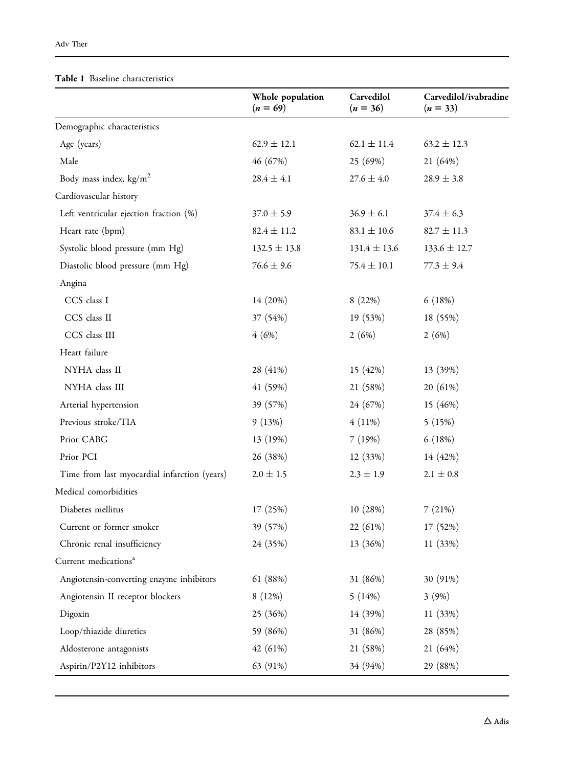**Table 1** Baseline characteristics

| | Whole population ($n = 69$) | Carvedilol ($n = 36$) | Carvedilol/ivabradine ($n = 33$) |
|---|---|---|---|
| Demographic characteristics | | | |
| Age (years) | $62.9 \pm 12.1$ | $62.1 \pm 11.4$ | $63.2 \pm 12.3$ |
| Male | 46 (67%) | 25 (69%) | 21 (64%) |
| Body mass index, kg/m$^2$ | $28.4 \pm 4.1$ | $27.6 \pm 4.0$ | $28.9 \pm 3.8$ |
| Cardiovascular history | | | |
| Left ventricular ejection fraction (%) | $37.0 \pm 5.9$ | $36.9 \pm 6.1$ | $37.4 \pm 6.3$ |
| Heart rate (bpm) | $82.4 \pm 11.2$ | $83.1 \pm 10.6$ | $82.7 \pm 11.3$ |
| Systolic blood pressure (mm Hg) | $132.5 \pm 13.8$ | $131.4 \pm 13.6$ | $133.6 \pm 12.7$ |
| Diastolic blood pressure (mm Hg) | $76.6 \pm 9.6$ | $75.4 \pm 10.1$ | $77.3 \pm 9.4$ |
| Angina | | | |
| CCS class I | 14 (20%) | 8 (22%) | 6 (18%) |
| CCS class II | 37 (54%) | 19 (53%) | 18 (55%) |
| CCS class III | 4 (6%) | 2 (6%) | 2 (6%) |
| Heart failure | | | |
| NYHA class II | 28 (41%) | 15 (42%) | 13 (39%) |
| NYHA class III | 41 (59%) | 21 (58%) | 20 (61%) |
| Arterial hypertension | 39 (57%) | 24 (67%) | 15 (46%) |
| Previous stroke/TIA | 9 (13%) | 4 (11%) | 5 (15%) |
| Prior CABG | 13 (19%) | 7 (19%) | 6 (18%) |
| Prior PCI | 26 (38%) | 12 (33%) | 14 (42%) |
| Time from last myocardial infarction (years) | $2.0 \pm 1.5$ | $2.3 \pm 1.9$ | $2.1 \pm 0.8$ |
| Medical comorbidities | | | |
| Diabetes mellitus | 17 (25%) | 10 (28%) | 7 (21%) |
| Current or former smoker | 39 (57%) | 22 (61%) | 17 (52%) |
| Chronic renal insufficiency | 24 (35%) | 13 (36%) | 11 (33%) |
| Current medications[a] | | | |
| Angiotensin-converting enzyme inhibitors | 61 (88%) | 31 (86%) | 30 (91%) |
| Angiotensin II receptor blockers | 8 (12%) | 5 (14%) | 3 (9%) |
| Digoxin | 25 (36%) | 14 (39%) | 11 (33%) |
| Loop/thiazide diuretics | 59 (86%) | 31 (86%) | 28 (85%) |
| Aldosterone antagonists | 42 (61%) | 21 (58%) | 21 (64%) |
| Aspirin/P2Y12 inhibitors | 63 (91%) | 34 (94%) | 29 (88%) |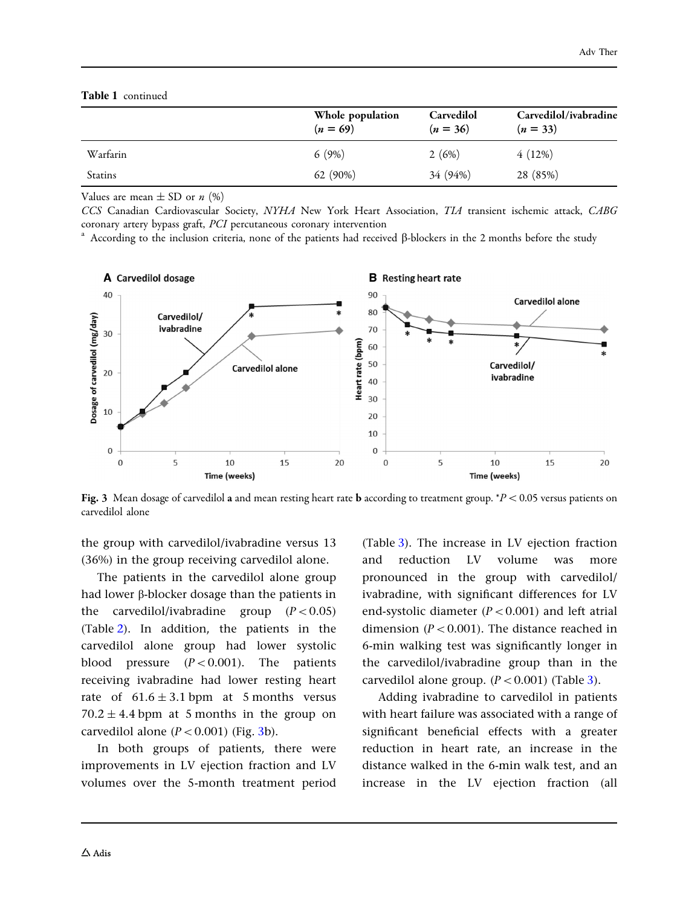**Table 1** continued

| | Whole population (*n* = 69) | Carvedilol (*n* = 36) | Carvedilol/ivabradine (*n* = 33) |
|---|---|---|---|
| Warfarin | 6 (9%) | 2 (6%) | 4 (12%) |
| Statins | 62 (90%) | 34 (94%) | 28 (85%) |

Values are mean ± SD or *n* (%)

*CCS* Canadian Cardiovascular Society, *NYHA* New York Heart Association, *TIA* transient ischemic attack, *CABG* coronary artery bypass graft, *PCI* percutaneous coronary intervention

[a] According to the inclusion criteria, none of the patients had received β-blockers in the 2 months before the study

**Fig. 3** Mean dosage of carvedilol **a** and mean resting heart rate **b** according to treatment group. *$P < 0.05$ versus patients on carvedilol alone

the group with carvedilol/ivabradine versus 13 (36%) in the group receiving carvedilol alone.

The patients in the carvedilol alone group had lower β-blocker dosage than the patients in the carvedilol/ivabradine group ($P < 0.05$) (Table 2). In addition, the patients in the carvedilol alone group had lower systolic blood pressure ($P < 0.001$). The patients receiving ivabradine had lower resting heart rate of 61.6 ± 3.1 bpm at 5 months versus 70.2 ± 4.4 bpm at 5 months in the group on carvedilol alone ($P < 0.001$) (Fig. 3b).

In both groups of patients, there were improvements in LV ejection fraction and LV volumes over the 5-month treatment period (Table 3). The increase in LV ejection fraction and reduction LV volume was more pronounced in the group with carvedilol/ivabradine, with significant differences for LV end-systolic diameter ($P < 0.001$) and left atrial dimension ($P < 0.001$). The distance reached in 6-min walking test was significantly longer in the carvedilol/ivabradine group than in the carvedilol alone group. ($P < 0.001$) (Table 3).

Adding ivabradine to carvedilol in patients with heart failure was associated with a range of significant beneficial effects with a greater reduction in heart rate, an increase in the distance walked in the 6-min walk test, and an increase in the LV ejection fraction (all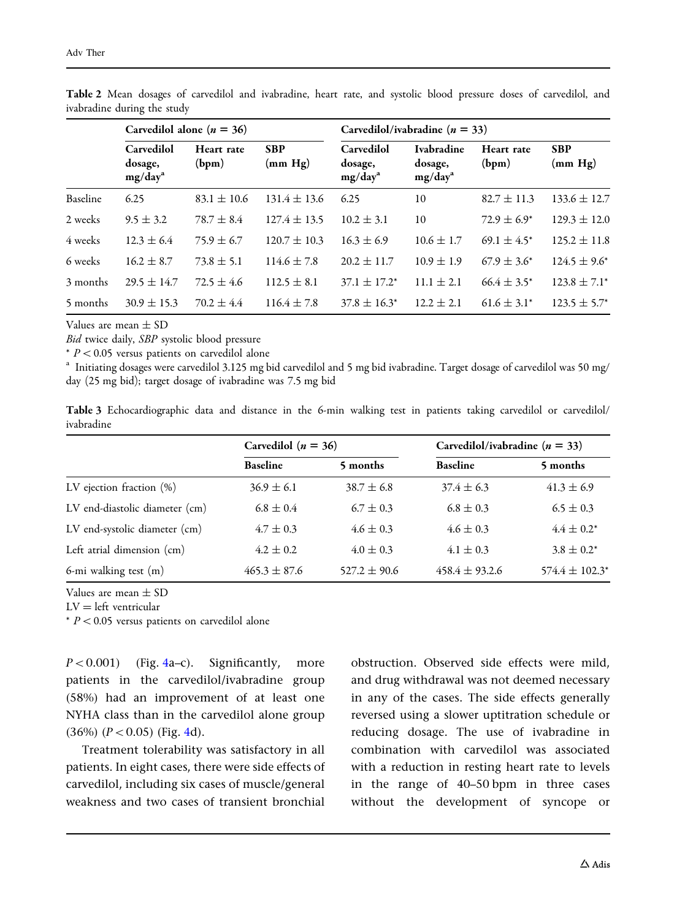Table 2 Mean dosages of carvedilol and ivabradine, heart rate, and systolic blood pressure doses of carvedilol, and ivabradine during the study

| | Carvedilol alone ($n$ = 36) | | | Carvedilol/ivabradine ($n$ = 33) | | | |
|---|---|---|---|---|---|---|---|
| | Carvedilol dosage, mg/day[a] | Heart rate (bpm) | SBP (mm Hg) | Carvedilol dosage, mg/day[a] | Ivabradine dosage, mg/day[a] | Heart rate (bpm) | SBP (mm Hg) |
| Baseline | 6.25 | 83.1 ± 10.6 | 131.4 ± 13.6 | 6.25 | 10 | 82.7 ± 11.3 | 133.6 ± 12.7 |
| 2 weeks | 9.5 ± 3.2 | 78.7 ± 8.4 | 127.4 ± 13.5 | 10.2 ± 3.1 | 10 | 72.9 ± 6.9* | 129.3 ± 12.0 |
| 4 weeks | 12.3 ± 6.4 | 75.9 ± 6.7 | 120.7 ± 10.3 | 16.3 ± 6.9 | 10.6 ± 1.7 | 69.1 ± 4.5* | 125.2 ± 11.8 |
| 6 weeks | 16.2 ± 8.7 | 73.8 ± 5.1 | 114.6 ± 7.8 | 20.2 ± 11.7 | 10.9 ± 1.9 | 67.9 ± 3.6* | 124.5 ± 9.6* |
| 3 months | 29.5 ± 14.7 | 72.5 ± 4.6 | 112.5 ± 8.1 | 37.1 ± 17.2* | 11.1 ± 2.1 | 66.4 ± 3.5* | 123.8 ± 7.1* |
| 5 months | 30.9 ± 15.3 | 70.2 ± 4.4 | 116.4 ± 7.8 | 37.8 ± 16.3* | 12.2 ± 2.1 | 61.6 ± 3.1* | 123.5 ± 5.7* |

Values are mean ± SD

*Bid* twice daily, *SBP* systolic blood pressure

* $P < 0.05$ versus patients on carvedilol alone

[a] Initiating dosages were carvedilol 3.125 mg bid carvedilol and 5 mg bid ivabradine. Target dosage of carvedilol was 50 mg/day (25 mg bid); target dosage of ivabradine was 7.5 mg bid

Table 3 Echocardiographic data and distance in the 6-min walking test in patients taking carvedilol or carvedilol/ivabradine

| | Carvedilol ($n$ = 36) | | Carvedilol/ivabradine ($n$ = 33) | |
|---|---|---|---|---|
| | Baseline | 5 months | Baseline | 5 months |
| LV ejection fraction (%) | 36.9 ± 6.1 | 38.7 ± 6.8 | 37.4 ± 6.3 | 41.3 ± 6.9 |
| LV end-diastolic diameter (cm) | 6.8 ± 0.4 | 6.7 ± 0.3 | 6.8 ± 0.3 | 6.5 ± 0.3 |
| LV end-systolic diameter (cm) | 4.7 ± 0.3 | 4.6 ± 0.3 | 4.6 ± 0.3 | 4.4 ± 0.2* |
| Left atrial dimension (cm) | 4.2 ± 0.2 | 4.0 ± 0.3 | 4.1 ± 0.3 | 3.8 ± 0.2* |
| 6-mi walking test (m) | 465.3 ± 87.6 | 527.2 ± 90.6 | 458.4 ± 93.2.6 | 574.4 ± 102.3* |

Values are mean ± SD

LV = left ventricular

* $P < 0.05$ versus patients on carvedilol alone

$P < 0.001$) (Fig. 4a–c). Significantly, more patients in the carvedilol/ivabradine group (58%) had an improvement of at least one NYHA class than in the carvedilol alone group (36%) ($P < 0.05$) (Fig. 4d).

Treatment tolerability was satisfactory in all patients. In eight cases, there were side effects of carvedilol, including six cases of muscle/general weakness and two cases of transient bronchial obstruction. Observed side effects were mild, and drug withdrawal was not deemed necessary in any of the cases. The side effects generally reversed using a slower uptitration schedule or reducing dosage. The use of ivabradine in combination with carvedilol was associated with a reduction in resting heart rate to levels in the range of 40–50 bpm in three cases without the development of syncope or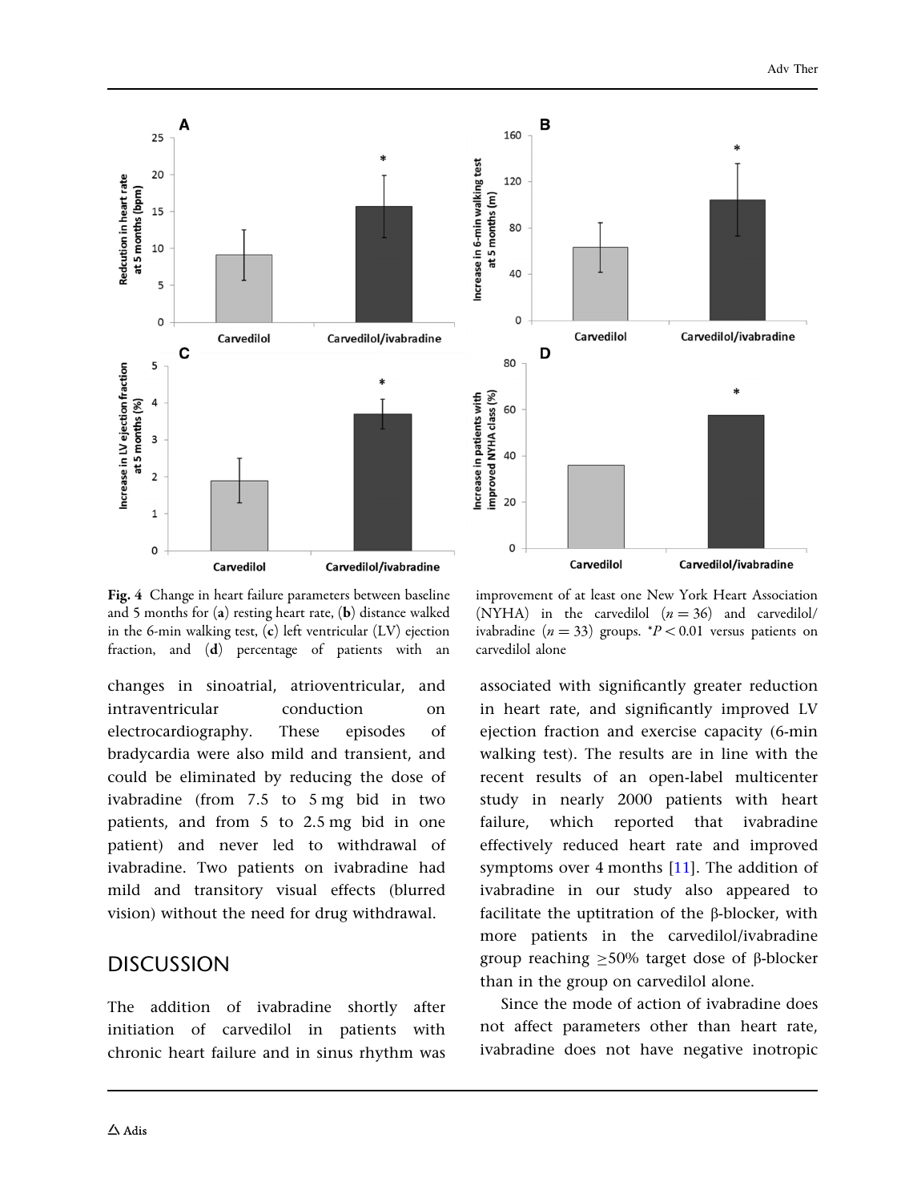**Fig. 4** Change in heart failure parameters between baseline and 5 months for (**a**) resting heart rate, (**b**) distance walked in the 6-min walking test, (**c**) left ventricular (LV) ejection fraction, and (**d**) percentage of patients with an improvement of at least one New York Heart Association (NYHA) in the carvedilol ($n = 36$) and carvedilol/ivabradine ($n = 33$) groups. *$P < 0.01$ versus patients on carvedilol alone

changes in sinoatrial, atrioventricular, and intraventricular conduction on electrocardiography. These episodes of bradycardia were also mild and transient, and could be eliminated by reducing the dose of ivabradine (from 7.5 to 5 mg bid in two patients, and from 5 to 2.5 mg bid in one patient) and never led to withdrawal of ivabradine. Two patients on ivabradine had mild and transitory visual effects (blurred vision) without the need for drug withdrawal.

## DISCUSSION

The addition of ivabradine shortly after initiation of carvedilol in patients with chronic heart failure and in sinus rhythm was associated with significantly greater reduction in heart rate, and significantly improved LV ejection fraction and exercise capacity (6-min walking test). The results are in line with the recent results of an open-label multicenter study in nearly 2000 patients with heart failure, which reported that ivabradine effectively reduced heart rate and improved symptoms over 4 months [11]. The addition of ivabradine in our study also appeared to facilitate the uptitration of the β-blocker, with more patients in the carvedilol/ivabradine group reaching ≥50% target dose of β-blocker than in the group on carvedilol alone.

Since the mode of action of ivabradine does not affect parameters other than heart rate, ivabradine does not have negative inotropic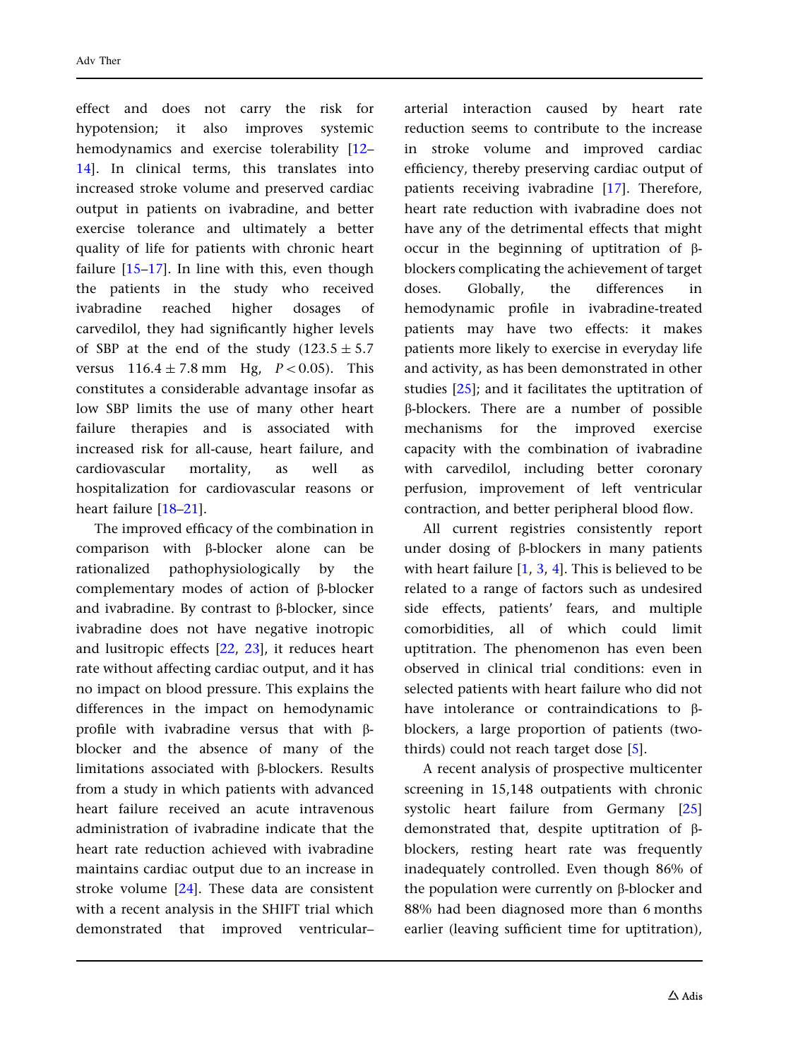effect and does not carry the risk for hypotension; it also improves systemic hemodynamics and exercise tolerability [12–14]. In clinical terms, this translates into increased stroke volume and preserved cardiac output in patients on ivabradine, and better exercise tolerance and ultimately a better quality of life for patients with chronic heart failure [15–17]. In line with this, even though the patients in the study who received ivabradine reached higher dosages of carvedilol, they had significantly higher levels of SBP at the end of the study ($123.5 \pm 5.7$ versus $116.4 \pm 7.8$ mm Hg, $P < 0.05$). This constitutes a considerable advantage insofar as low SBP limits the use of many other heart failure therapies and is associated with increased risk for all-cause, heart failure, and cardiovascular mortality, as well as hospitalization for cardiovascular reasons or heart failure [18–21].

The improved efficacy of the combination in comparison with β-blocker alone can be rationalized pathophysiologically by the complementary modes of action of β-blocker and ivabradine. By contrast to β-blocker, since ivabradine does not have negative inotropic and lusitropic effects [22, 23], it reduces heart rate without affecting cardiac output, and it has no impact on blood pressure. This explains the differences in the impact on hemodynamic profile with ivabradine versus that with β-blocker and the absence of many of the limitations associated with β-blockers. Results from a study in which patients with advanced heart failure received an acute intravenous administration of ivabradine indicate that the heart rate reduction achieved with ivabradine maintains cardiac output due to an increase in stroke volume [24]. These data are consistent with a recent analysis in the SHIFT trial which demonstrated that improved ventricular–arterial interaction caused by heart rate reduction seems to contribute to the increase in stroke volume and improved cardiac efficiency, thereby preserving cardiac output of patients receiving ivabradine [17]. Therefore, heart rate reduction with ivabradine does not have any of the detrimental effects that might occur in the beginning of uptitration of β-blockers complicating the achievement of target doses. Globally, the differences in hemodynamic profile in ivabradine-treated patients may have two effects: it makes patients more likely to exercise in everyday life and activity, as has been demonstrated in other studies [25]; and it facilitates the uptitration of β-blockers. There are a number of possible mechanisms for the improved exercise capacity with the combination of ivabradine with carvedilol, including better coronary perfusion, improvement of left ventricular contraction, and better peripheral blood flow.

All current registries consistently report under dosing of β-blockers in many patients with heart failure [1, 3, 4]. This is believed to be related to a range of factors such as undesired side effects, patients' fears, and multiple comorbidities, all of which could limit uptitration. The phenomenon has even been observed in clinical trial conditions: even in selected patients with heart failure who did not have intolerance or contraindications to β-blockers, a large proportion of patients (two-thirds) could not reach target dose [5].

A recent analysis of prospective multicenter screening in 15,148 outpatients with chronic systolic heart failure from Germany [25] demonstrated that, despite uptitration of β-blockers, resting heart rate was frequently inadequately controlled. Even though 86% of the population were currently on β-blocker and 88% had been diagnosed more than 6 months earlier (leaving sufficient time for uptitration),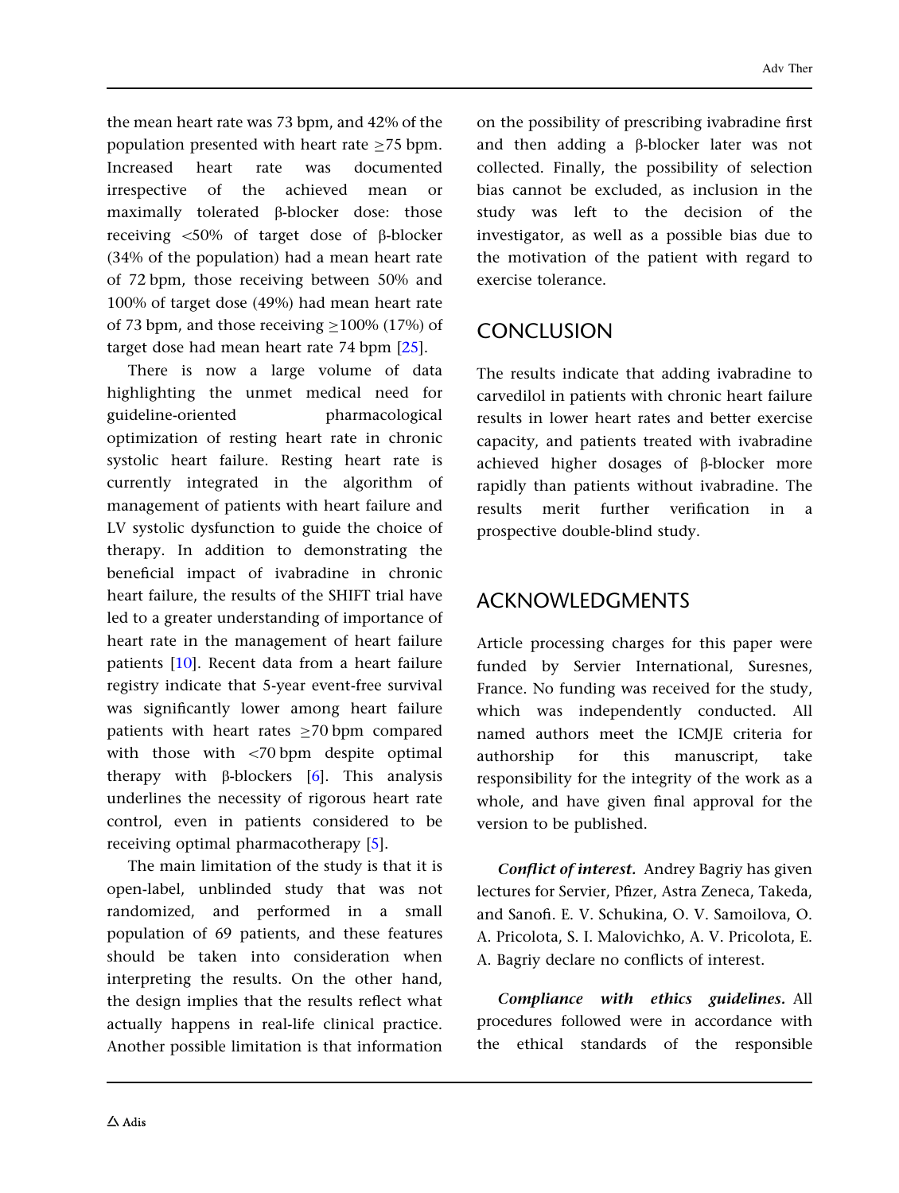the mean heart rate was 73 bpm, and 42% of the population presented with heart rate ≥75 bpm. Increased heart rate was documented irrespective of the achieved mean or maximally tolerated β-blocker dose: those receiving <50% of target dose of β-blocker (34% of the population) had a mean heart rate of 72 bpm, those receiving between 50% and 100% of target dose (49%) had mean heart rate of 73 bpm, and those receiving ≥100% (17%) of target dose had mean heart rate 74 bpm [25].

There is now a large volume of data highlighting the unmet medical need for guideline-oriented pharmacological optimization of resting heart rate in chronic systolic heart failure. Resting heart rate is currently integrated in the algorithm of management of patients with heart failure and LV systolic dysfunction to guide the choice of therapy. In addition to demonstrating the beneficial impact of ivabradine in chronic heart failure, the results of the SHIFT trial have led to a greater understanding of importance of heart rate in the management of heart failure patients [10]. Recent data from a heart failure registry indicate that 5-year event-free survival was significantly lower among heart failure patients with heart rates ≥70 bpm compared with those with <70 bpm despite optimal therapy with β-blockers [6]. This analysis underlines the necessity of rigorous heart rate control, even in patients considered to be receiving optimal pharmacotherapy [5].

The main limitation of the study is that it is open-label, unblinded study that was not randomized, and performed in a small population of 69 patients, and these features should be taken into consideration when interpreting the results. On the other hand, the design implies that the results reflect what actually happens in real-life clinical practice. Another possible limitation is that information on the possibility of prescribing ivabradine first and then adding a β-blocker later was not collected. Finally, the possibility of selection bias cannot be excluded, as inclusion in the study was left to the decision of the investigator, as well as a possible bias due to the motivation of the patient with regard to exercise tolerance.

## CONCLUSION

The results indicate that adding ivabradine to carvedilol in patients with chronic heart failure results in lower heart rates and better exercise capacity, and patients treated with ivabradine achieved higher dosages of β-blocker more rapidly than patients without ivabradine. The results merit further verification in a prospective double-blind study.

## ACKNOWLEDGMENTS

Article processing charges for this paper were funded by Servier International, Suresnes, France. No funding was received for the study, which was independently conducted. All named authors meet the ICMJE criteria for authorship for this manuscript, take responsibility for the integrity of the work as a whole, and have given final approval for the version to be published.

***Conflict of interest.*** Andrey Bagriy has given lectures for Servier, Pfizer, Astra Zeneca, Takeda, and Sanofi. E. V. Schukina, O. V. Samoilova, O. A. Pricolota, S. I. Malovichko, A. V. Pricolota, E. A. Bagriy declare no conflicts of interest.

***Compliance with ethics guidelines.*** All procedures followed were in accordance with the ethical standards of the responsible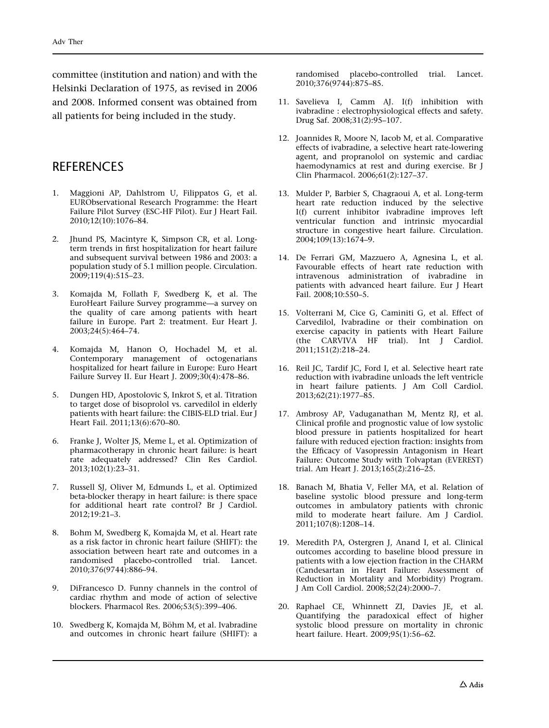committee (institution and nation) and with the Helsinki Declaration of 1975, as revised in 2006 and 2008. Informed consent was obtained from all patients for being included in the study.

## REFERENCES

1. Maggioni AP, Dahlstrom U, Filippatos G, et al. EURObservational Research Programme: the Heart Failure Pilot Survey (ESC-HF Pilot). Eur J Heart Fail. 2010;12(10):1076–84.

2. Jhund PS, Macintyre K, Simpson CR, et al. Long-term trends in first hospitalization for heart failure and subsequent survival between 1986 and 2003: a population study of 5.1 million people. Circulation. 2009;119(4):515–23.

3. Komajda M, Follath F, Swedberg K, et al. The EuroHeart Failure Survey programme—a survey on the quality of care among patients with heart failure in Europe. Part 2: treatment. Eur Heart J. 2003;24(5):464–74.

4. Komajda M, Hanon O, Hochadel M, et al. Contemporary management of octogenarians hospitalized for heart failure in Europe: Euro Heart Failure Survey II. Eur Heart J. 2009;30(4):478–86.

5. Dungen HD, Apostolovic S, Inkrot S, et al. Titration to target dose of bisoprolol vs. carvedilol in elderly patients with heart failure: the CIBIS-ELD trial. Eur J Heart Fail. 2011;13(6):670–80.

6. Franke J, Wolter JS, Meme L, et al. Optimization of pharmacotherapy in chronic heart failure: is heart rate adequately addressed? Clin Res Cardiol. 2013;102(1):23–31.

7. Russell SJ, Oliver M, Edmunds L, et al. Optimized beta-blocker therapy in heart failure: is there space for additional heart rate control? Br J Cardiol. 2012;19:21–3.

8. Bohm M, Swedberg K, Komajda M, et al. Heart rate as a risk factor in chronic heart failure (SHIFT): the association between heart rate and outcomes in a randomised placebo-controlled trial. Lancet. 2010;376(9744):886–94.

9. DiFrancesco D. Funny channels in the control of cardiac rhythm and mode of action of selective blockers. Pharmacol Res. 2006;53(5):399–406.

10. Swedberg K, Komajda M, Böhm M, et al. Ivabradine and outcomes in chronic heart failure (SHIFT): a randomised placebo-controlled trial. Lancet. 2010;376(9744):875–85.

11. Savelieva I, Camm AJ. I(f) inhibition with ivabradine : electrophysiological effects and safety. Drug Saf. 2008;31(2):95–107.

12. Joannides R, Moore N, Iacob M, et al. Comparative effects of ivabradine, a selective heart rate-lowering agent, and propranolol on systemic and cardiac haemodynamics at rest and during exercise. Br J Clin Pharmacol. 2006;61(2):127–37.

13. Mulder P, Barbier S, Chagraoui A, et al. Long-term heart rate reduction induced by the selective I(f) current inhibitor ivabradine improves left ventricular function and intrinsic myocardial structure in congestive heart failure. Circulation. 2004;109(13):1674–9.

14. De Ferrari GM, Mazzuero A, Agnesina L, et al. Favourable effects of heart rate reduction with intravenous administration of ivabradine in patients with advanced heart failure. Eur J Heart Fail. 2008;10:550–5.

15. Volterrani M, Cice G, Caminiti G, et al. Effect of Carvedilol, Ivabradine or their combination on exercise capacity in patients with Heart Failure (the CARVIVA HF trial). Int J Cardiol. 2011;151(2):218–24.

16. Reil JC, Tardif JC, Ford I, et al. Selective heart rate reduction with ivabradine unloads the left ventricle in heart failure patients. J Am Coll Cardiol. 2013;62(21):1977–85.

17. Ambrosy AP, Vaduganathan M, Mentz RJ, et al. Clinical profile and prognostic value of low systolic blood pressure in patients hospitalized for heart failure with reduced ejection fraction: insights from the Efficacy of Vasopressin Antagonism in Heart Failure: Outcome Study with Tolvaptan (EVEREST) trial. Am Heart J. 2013;165(2):216–25.

18. Banach M, Bhatia V, Feller MA, et al. Relation of baseline systolic blood pressure and long-term outcomes in ambulatory patients with chronic mild to moderate heart failure. Am J Cardiol. 2011;107(8):1208–14.

19. Meredith PA, Ostergren J, Anand I, et al. Clinical outcomes according to baseline blood pressure in patients with a low ejection fraction in the CHARM (Candesartan in Heart Failure: Assessment of Reduction in Mortality and Morbidity) Program. J Am Coll Cardiol. 2008;52(24):2000–7.

20. Raphael CE, Whinnett ZI, Davies JE, et al. Quantifying the paradoxical effect of higher systolic blood pressure on mortality in chronic heart failure. Heart. 2009;95(1):56–62.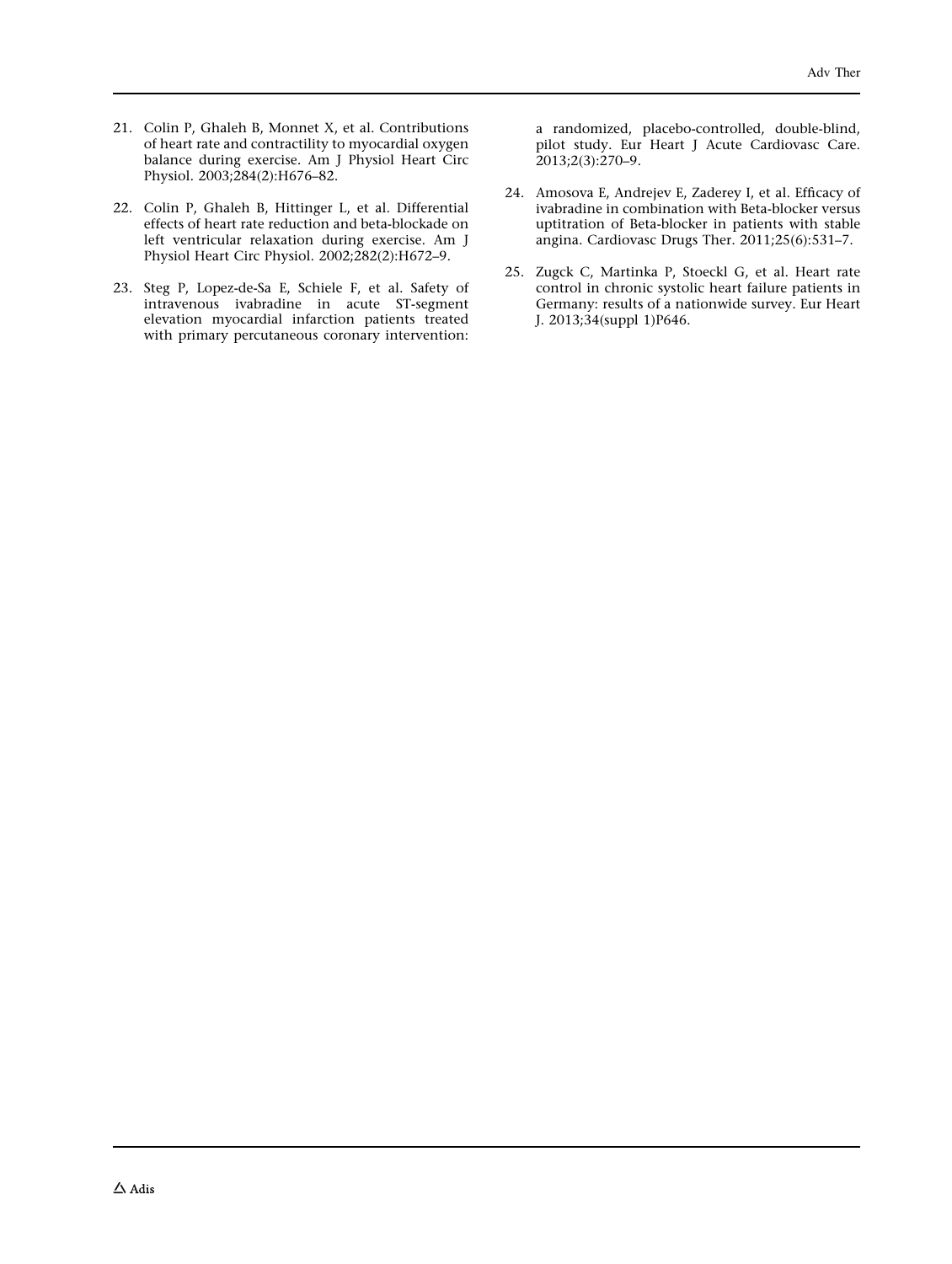21. Colin P, Ghaleh B, Monnet X, et al. Contributions of heart rate and contractility to myocardial oxygen balance during exercise. Am J Physiol Heart Circ Physiol. 2003;284(2):H676–82.

22. Colin P, Ghaleh B, Hittinger L, et al. Differential effects of heart rate reduction and beta-blockade on left ventricular relaxation during exercise. Am J Physiol Heart Circ Physiol. 2002;282(2):H672–9.

23. Steg P, Lopez-de-Sa E, Schiele F, et al. Safety of intravenous ivabradine in acute ST-segment elevation myocardial infarction patients treated with primary percutaneous coronary intervention: a randomized, placebo-controlled, double-blind, pilot study. Eur Heart J Acute Cardiovasc Care. 2013;2(3):270–9.

24. Amosova E, Andrejev E, Zaderey I, et al. Efficacy of ivabradine in combination with Beta-blocker versus uptitration of Beta-blocker in patients with stable angina. Cardiovasc Drugs Ther. 2011;25(6):531–7.

25. Zugck C, Martinka P, Stoeckl G, et al. Heart rate control in chronic systolic heart failure patients in Germany: results of a nationwide survey. Eur Heart J. 2013;34(suppl 1)P646.